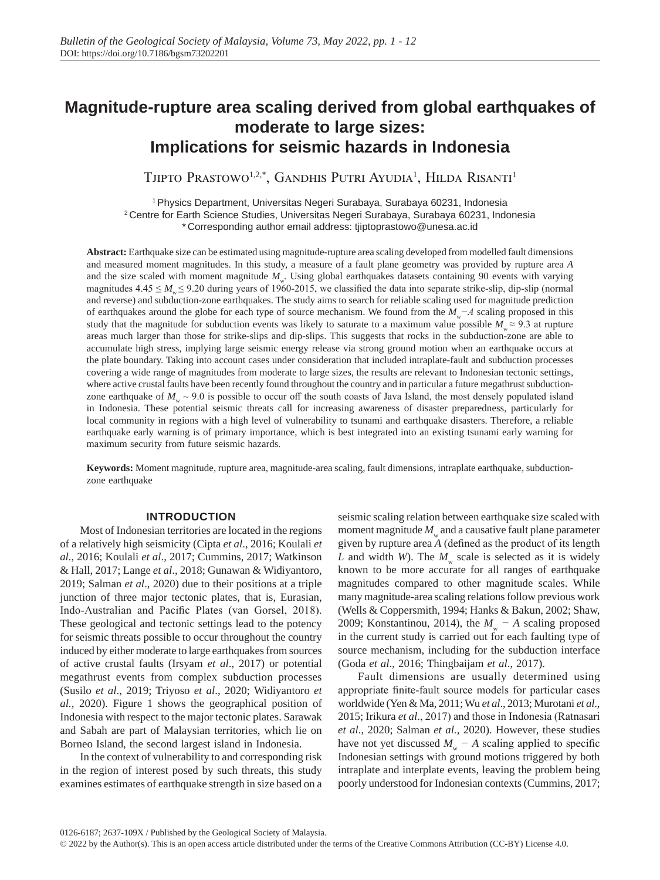# Magnitude-rupture area scaling derived from global earthquakes of moderate to large sizes: Implications for seismic hazards in Indonesia

Tjipto Prastowo[1,2,*], Gandhis Putri Ayudia[1], Hilda Risanti[1]

[1] Physics Department, Universitas Negeri Surabaya, Surabaya 60231, Indonesia
[2] Centre for Earth Science Studies, Universitas Negeri Surabaya, Surabaya 60231, Indonesia
* Corresponding author email address: tjiptoprastowo@unesa.ac.id

**Abstract:** Earthquake size can be estimated using magnitude-rupture area scaling developed from modelled fault dimensions and measured moment magnitudes. In this study, a measure of a fault plane geometry was provided by rupture area $A$ and the size scaled with moment magnitude $M_w$. Using global earthquakes datasets containing 90 events with varying magnitudes $4.45 \leq M_w \leq 9.20$ during years of 1960-2015, we classified the data into separate strike-slip, dip-slip (normal and reverse) and subduction-zone earthquakes. The study aims to search for reliable scaling used for magnitude prediction of earthquakes around the globe for each type of source mechanism. We found from the $M_w - A$ scaling proposed in this study that the magnitude for subduction events was likely to saturate to a maximum value possible $M_w \approx 9.3$ at rupture areas much larger than those for strike-slips and dip-slips. This suggests that rocks in the subduction-zone are able to accumulate high stress, implying large seismic energy release via strong ground motion when an earthquake occurs at the plate boundary. Taking into account cases under consideration that included intraplate-fault and subduction processes covering a wide range of magnitudes from moderate to large sizes, the results are relevant to Indonesian tectonic settings, where active crustal faults have been recently found throughout the country and in particular a future megathrust subduction-zone earthquake of $M_w \sim 9.0$ is possible to occur off the south coasts of Java Island, the most densely populated island in Indonesia. These potential seismic threats call for increasing awareness of disaster preparedness, particularly for local community in regions with a high level of vulnerability to tsunami and earthquake disasters. Therefore, a reliable earthquake early warning is of primary importance, which is best integrated into an existing tsunami early warning for maximum security from future seismic hazards.

**Keywords:** Moment magnitude, rupture area, magnitude-area scaling, fault dimensions, intraplate earthquake, subduction-zone earthquake

## INTRODUCTION

Most of Indonesian territories are located in the regions of a relatively high seismicity (Cipta *et al*., 2016; Koulali *et al*., 2016; Koulali *et al*., 2017; Cummins, 2017; Watkinson & Hall, 2017; Lange *et al*., 2018; Gunawan & Widiyantoro, 2019; Salman *et al*., 2020) due to their positions at a triple junction of three major tectonic plates, that is, Eurasian, Indo-Australian and Pacific Plates (van Gorsel, 2018). These geological and tectonic settings lead to the potency for seismic threats possible to occur throughout the country induced by either moderate to large earthquakes from sources of active crustal faults (Irsyam *et al*., 2017) or potential megathrust events from complex subduction processes (Susilo *et al*., 2019; Triyoso *et al*., 2020; Widiyantoro *et al.*, 2020). Figure 1 shows the geographical position of Indonesia with respect to the major tectonic plates. Sarawak and Sabah are part of Malaysian territories, which lie on Borneo Island, the second largest island in Indonesia.

In the context of vulnerability to and corresponding risk in the region of interest posed by such threats, this study examines estimates of earthquake strength in size based on a seismic scaling relation between earthquake size scaled with moment magnitude $M_w$ and a causative fault plane parameter given by rupture area $A$ (defined as the product of its length $L$ and width $W$). The $M_w$ scale is selected as it is widely known to be more accurate for all ranges of earthquake magnitudes compared to other magnitude scales. While many magnitude-area scaling relations follow previous work (Wells & Coppersmith, 1994; Hanks & Bakun, 2002; Shaw, 2009; Konstantinou, 2014), the $M_w - A$ scaling proposed in the current study is carried out for each faulting type of source mechanism, including for the subduction interface (Goda *et al*., 2016; Thingbaijam *et al*., 2017).

Fault dimensions are usually determined using appropriate finite-fault source models for particular cases worldwide (Yen & Ma, 2011; Wu *et al*., 2013; Murotani *et al*., 2015; Irikura *et al*., 2017) and those in Indonesia (Ratnasari *et al*., 2020; Salman *et al.*, 2020). However, these studies have not yet discussed $M_w - A$ scaling applied to specific Indonesian settings with ground motions triggered by both intraplate and interplate events, leaving the problem being poorly understood for Indonesian contexts (Cummins, 2017;

0126-6187; 2637-109X / Published by the Geological Society of Malaysia.
© 2022 by the Author(s). This is an open access article distributed under the terms of the Creative Commons Attribution (CC-BY) License 4.0.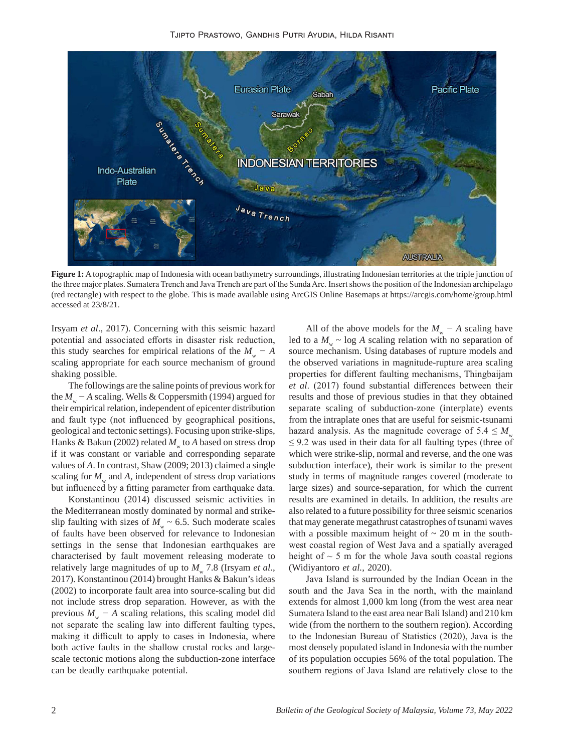Figure 1: A topographic map of Indonesia with ocean bathymetry surroundings, illustrating Indonesian territories at the triple junction of the three major plates. Sumatera Trench and Java Trench are part of the Sunda Arc. Insert shows the position of the Indonesian archipelago (red rectangle) with respect to the globe. This is made available using ArcGIS Online Basemaps at https://arcgis.com/home/group.html accessed at 23/8/21.

Irsyam *et al*., 2017). Concerning with this seismic hazard potential and associated efforts in disaster risk reduction, this study searches for empirical relations of the $M_w - A$ scaling appropriate for each source mechanism of ground shaking possible.

The followings are the saline points of previous work for the $M_w - A$ scaling. Wells & Coppersmith (1994) argued for their empirical relation, independent of epicenter distribution and fault type (not influenced by geographical positions, geological and tectonic settings). Focusing upon strike-slips, Hanks & Bakun (2002) related $M_w$ to $A$ based on stress drop if it was constant or variable and corresponding separate values of $A$. In contrast, Shaw (2009; 2013) claimed a single scaling for $M_w$ and $A$, independent of stress drop variations but influenced by a fitting parameter from earthquake data.

Konstantinou (2014) discussed seismic activities in the Mediterranean mostly dominated by normal and strike-slip faulting with sizes of $M_w \sim 6.5$. Such moderate scales of faults have been observed for relevance to Indonesian settings in the sense that Indonesian earthquakes are characterised by fault movement releasing moderate to relatively large magnitudes of up to $M_w$ 7.8 (Irsyam *et al*., 2017). Konstantinou (2014) brought Hanks & Bakun's ideas (2002) to incorporate fault area into source-scaling but did not include stress drop separation. However, as with the previous $M_w - A$ scaling relations, this scaling model did not separate the scaling law into different faulting types, making it difficult to apply to cases in Indonesia, where both active faults in the shallow crustal rocks and large-scale tectonic motions along the subduction-zone interface can be deadly earthquake potential.

All of the above models for the $M_w - A$ scaling have led to a $M_w \sim \log A$ scaling relation with no separation of source mechanism. Using databases of rupture models and the observed variations in magnitude-rupture area scaling properties for different faulting mechanisms, Thingbaijam *et al*. (2017) found substantial differences between their results and those of previous studies in that they obtained separate scaling of subduction-zone (interplate) events from the intraplate ones that are useful for seismic-tsunami hazard analysis. As the magnitude coverage of $5.4 \leq M_w \leq 9.2$ was used in their data for all faulting types (three of which were strike-slip, normal and reverse, and the one was subduction interface), their work is similar to the present study in terms of magnitude ranges covered (moderate to large sizes) and source-separation, for which the current results are examined in details. In addition, the results are also related to a future possibility for three seismic scenarios that may generate megathrust catastrophes of tsunami waves with a possible maximum height of ~ 20 m in the south-west coastal region of West Java and a spatially averaged height of ~ 5 m for the whole Java south coastal regions (Widiyantoro *et al.*, 2020).

Java Island is surrounded by the Indian Ocean in the south and the Java Sea in the north, with the mainland extends for almost 1,000 km long (from the west area near Sumatera Island to the east area near Bali Island) and 210 km wide (from the northern to the southern region). According to the Indonesian Bureau of Statistics (2020), Java is the most densely populated island in Indonesia with the number of its population occupies 56% of the total population. The southern regions of Java Island are relatively close to the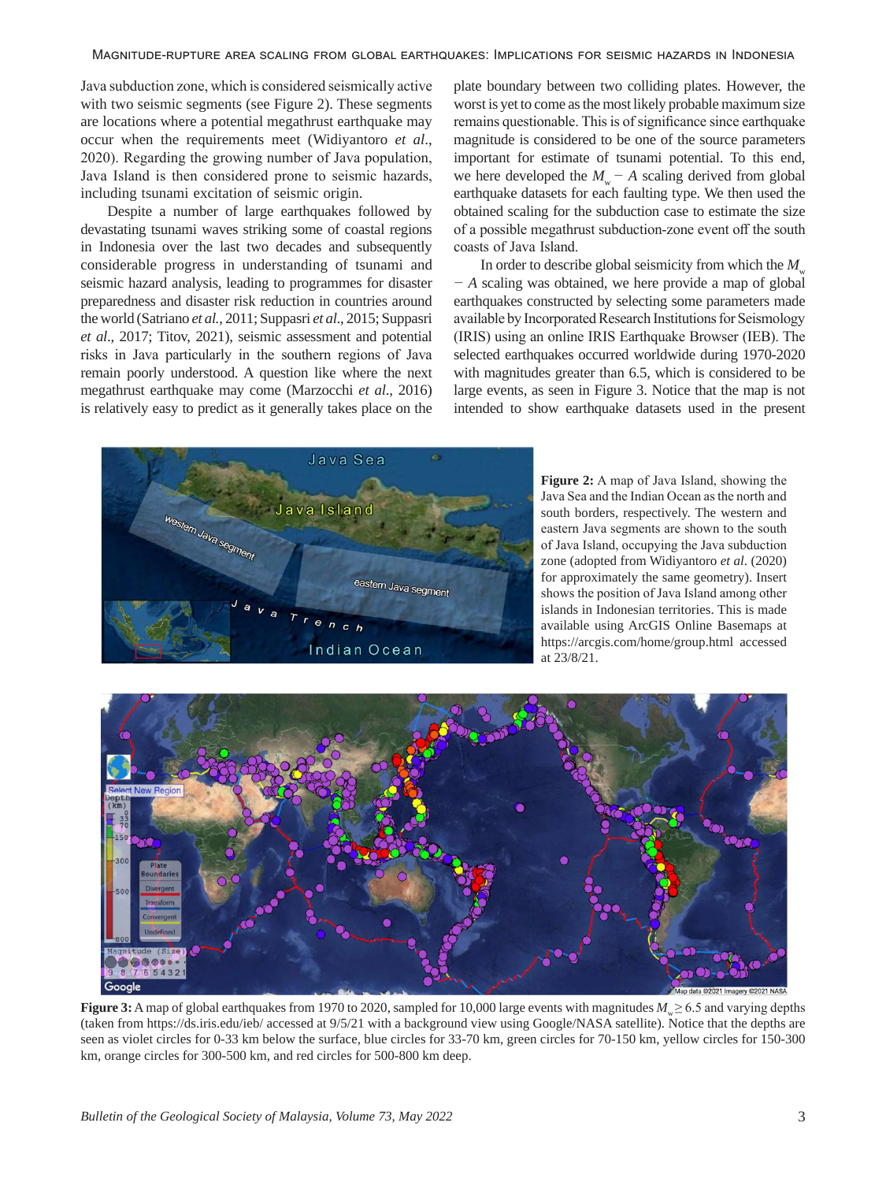Java subduction zone, which is considered seismically active with two seismic segments (see Figure 2). These segments are locations where a potential megathrust earthquake may occur when the requirements meet (Widiyantoro *et al*., 2020). Regarding the growing number of Java population, Java Island is then considered prone to seismic hazards, including tsunami excitation of seismic origin.

Despite a number of large earthquakes followed by devastating tsunami waves striking some of coastal regions in Indonesia over the last two decades and subsequently considerable progress in understanding of tsunami and seismic hazard analysis, leading to programmes for disaster preparedness and disaster risk reduction in countries around the world (Satriano *et al.*, 2011; Suppasri *et al*., 2015; Suppasri *et al*., 2017; Titov, 2021), seismic assessment and potential risks in Java particularly in the southern regions of Java remain poorly understood. A question like where the next megathrust earthquake may come (Marzocchi *et al*., 2016) is relatively easy to predict as it generally takes place on the plate boundary between two colliding plates. However, the worst is yet to come as the most likely probable maximum size remains questionable. This is of significance since earthquake magnitude is considered to be one of the source parameters important for estimate of tsunami potential. To this end, we here developed the $M_w - A$ scaling derived from global earthquake datasets for each faulting type. We then used the obtained scaling for the subduction case to estimate the size of a possible megathrust subduction-zone event off the south coasts of Java Island.

In order to describe global seismicity from which the $M_w - A$ scaling was obtained, we here provide a map of global earthquakes constructed by selecting some parameters made available by Incorporated Research Institutions for Seismology (IRIS) using an online IRIS Earthquake Browser (IEB). The selected earthquakes occurred worldwide during 1970-2020 with magnitudes greater than 6.5, which is considered to be large events, as seen in Figure 3. Notice that the map is not intended to show earthquake datasets used in the present

**Figure 2:** A map of Java Island, showing the Java Sea and the Indian Ocean as the north and south borders, respectively. The western and eastern Java segments are shown to the south of Java Island, occupying the Java subduction zone (adopted from Widiyantoro *et al*. (2020) for approximately the same geometry). Insert shows the position of Java Island among other islands in Indonesian territories. This is made available using ArcGIS Online Basemaps at https://arcgis.com/home/group.html accessed at 23/8/21.

**Figure 3:** A map of global earthquakes from 1970 to 2020, sampled for 10,000 large events with magnitudes $M_w \geq 6.5$ and varying depths (taken from https://ds.iris.edu/ieb/ accessed at 9/5/21 with a background view using Google/NASA satellite). Notice that the depths are seen as violet circles for 0-33 km below the surface, blue circles for 33-70 km, green circles for 70-150 km, yellow circles for 150-300 km, orange circles for 300-500 km, and red circles for 500-800 km deep.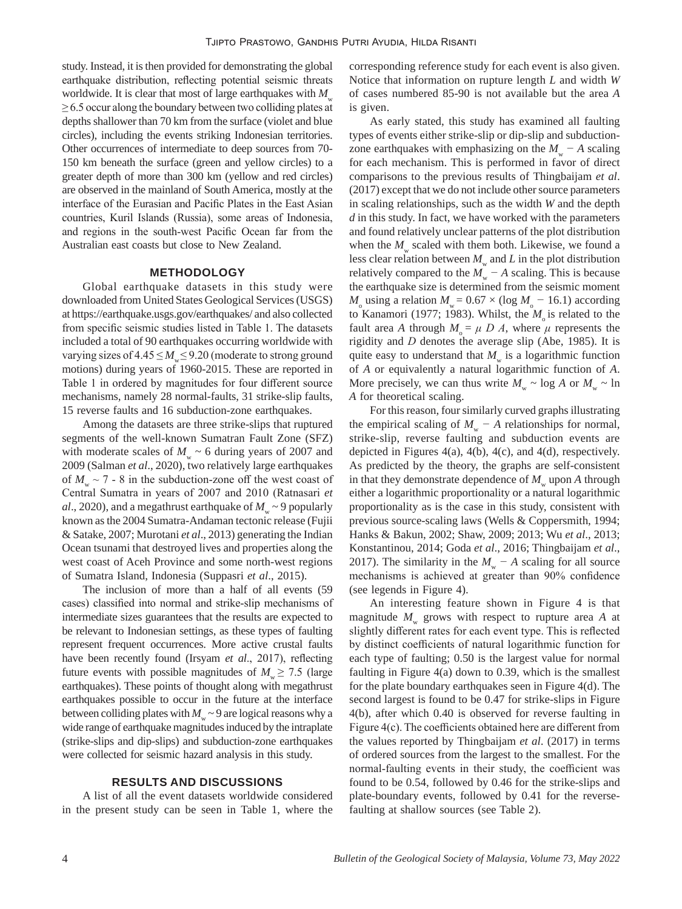study. Instead, it is then provided for demonstrating the global earthquake distribution, reflecting potential seismic threats worldwide. It is clear that most of large earthquakes with $M_w \geq 6.5$ occur along the boundary between two colliding plates at depths shallower than 70 km from the surface (violet and blue circles), including the events striking Indonesian territories. Other occurrences of intermediate to deep sources from 70-150 km beneath the surface (green and yellow circles) to a greater depth of more than 300 km (yellow and red circles) are observed in the mainland of South America, mostly at the interface of the Eurasian and Pacific Plates in the East Asian countries, Kuril Islands (Russia), some areas of Indonesia, and regions in the south-west Pacific Ocean far from the Australian east coasts but close to New Zealand.

## METHODOLOGY

Global earthquake datasets in this study were downloaded from United States Geological Services (USGS) at https://earthquake.usgs.gov/earthquakes/ and also collected from specific seismic studies listed in Table 1. The datasets included a total of 90 earthquakes occurring worldwide with varying sizes of $4.45 \leq M_w \leq 9.20$ (moderate to strong ground motions) during years of 1960-2015. These are reported in Table 1 in ordered by magnitudes for four different source mechanisms, namely 28 normal-faults, 31 strike-slip faults, 15 reverse faults and 16 subduction-zone earthquakes.

Among the datasets are three strike-slips that ruptured segments of the well-known Sumatran Fault Zone (SFZ) with moderate scales of $M_w \sim 6$ during years of 2007 and 2009 (Salman *et al*., 2020), two relatively large earthquakes of $M_w \sim 7$ - 8 in the subduction-zone off the west coast of Central Sumatra in years of 2007 and 2010 (Ratnasari *et al*., 2020), and a megathrust earthquake of $M_w \sim 9$ popularly known as the 2004 Sumatra-Andaman tectonic release (Fujii & Satake, 2007; Murotani *et al*., 2013) generating the Indian Ocean tsunami that destroyed lives and properties along the west coast of Aceh Province and some north-west regions of Sumatra Island, Indonesia (Suppasri *et al*., 2015).

The inclusion of more than a half of all events (59 cases) classified into normal and strike-slip mechanisms of intermediate sizes guarantees that the results are expected to be relevant to Indonesian settings, as these types of faulting represent frequent occurrences. More active crustal faults have been recently found (Irsyam *et al*., 2017), reflecting future events with possible magnitudes of $M_w \geq 7.5$ (large earthquakes). These points of thought along with megathrust earthquakes possible to occur in the future at the interface between colliding plates with $M_w \sim 9$ are logical reasons why a wide range of earthquake magnitudes induced by the intraplate (strike-slips and dip-slips) and subduction-zone earthquakes were collected for seismic hazard analysis in this study.

## RESULTS AND DISCUSSIONS

A list of all the event datasets worldwide considered in the present study can be seen in Table 1, where the corresponding reference study for each event is also given. Notice that information on rupture length $L$ and width $W$ of cases numbered 85-90 is not available but the area $A$ is given.

As early stated, this study has examined all faulting types of events either strike-slip or dip-slip and subduction-zone earthquakes with emphasizing on the $M_w - A$ scaling for each mechanism. This is performed in favor of direct comparisons to the previous results of Thingbaijam *et al*. (2017) except that we do not include other source parameters in scaling relationships, such as the width $W$ and the depth $d$ in this study. In fact, we have worked with the parameters and found relatively unclear patterns of the plot distribution when the $M_w$ scaled with them both. Likewise, we found a less clear relation between $M_w$ and $L$ in the plot distribution relatively compared to the $M_w - A$ scaling. This is because the earthquake size is determined from the seismic moment $M_o$ using a relation $M_w = 0.67 \times (\log M_o - 16.1)$ according to Kanamori (1977; 1983). Whilst, the $M_o$ is related to the fault area $A$ through $M_o = \mu\ D\ A$, where $\mu$ represents the rigidity and $D$ denotes the average slip (Abe, 1985). It is quite easy to understand that $M_w$ is a logarithmic function of $A$ or equivalently a natural logarithmic function of $A$. More precisely, we can thus write $M_w \sim \log A$ or $M_w \sim \ln A$ for theoretical scaling.

For this reason, four similarly curved graphs illustrating the empirical scaling of $M_w - A$ relationships for normal, strike-slip, reverse faulting and subduction events are depicted in Figures 4(a), 4(b), 4(c), and 4(d), respectively. As predicted by the theory, the graphs are self-consistent in that they demonstrate dependence of $M_w$ upon $A$ through either a logarithmic proportionality or a natural logarithmic proportionality as is the case in this study, consistent with previous source-scaling laws (Wells & Coppersmith, 1994; Hanks & Bakun, 2002; Shaw, 2009; 2013; Wu *et al*., 2013; Konstantinou, 2014; Goda *et al*., 2016; Thingbaijam *et al*., 2017). The similarity in the $M_w - A$ scaling for all source mechanisms is achieved at greater than 90% confidence (see legends in Figure 4).

An interesting feature shown in Figure 4 is that magnitude $M_w$ grows with respect to rupture area $A$ at slightly different rates for each event type. This is reflected by distinct coefficients of natural logarithmic function for each type of faulting; 0.50 is the largest value for normal faulting in Figure 4(a) down to 0.39, which is the smallest for the plate boundary earthquakes seen in Figure 4(d). The second largest is found to be 0.47 for strike-slips in Figure 4(b), after which 0.40 is observed for reverse faulting in Figure 4(c). The coefficients obtained here are different from the values reported by Thingbaijam *et al*. (2017) in terms of ordered sources from the largest to the smallest. For the normal-faulting events in their study, the coefficient was found to be 0.54, followed by 0.46 for the strike-slips and plate-boundary events, followed by 0.41 for the reverse-faulting at shallow sources (see Table 2).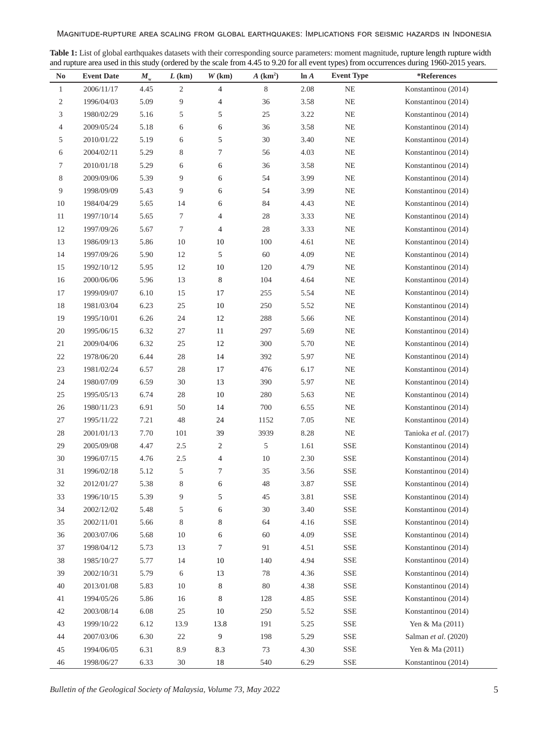**Table 1:** List of global earthquakes datasets with their corresponding source parameters: moment magnitude, rupture length rupture width and rupture area used in this study (ordered by the scale from 4.45 to 9.20 for all event types) from occurrences during 1960-2015 years.

| No | Event Date | $M_w$ | $L$ (km) | $W$ (km) | $A$ (km$^2$) | ln $A$ | Event Type | *References |
|---|---|---|---|---|---|---|---|---|
| 1 | 2006/11/17 | 4.45 | 2 | 4 | 8 | 2.08 | NE | Konstantinou (2014) |
| 2 | 1996/04/03 | 5.09 | 9 | 4 | 36 | 3.58 | NE | Konstantinou (2014) |
| 3 | 1980/02/29 | 5.16 | 5 | 5 | 25 | 3.22 | NE | Konstantinou (2014) |
| 4 | 2009/05/24 | 5.18 | 6 | 6 | 36 | 3.58 | NE | Konstantinou (2014) |
| 5 | 2010/01/22 | 5.19 | 6 | 5 | 30 | 3.40 | NE | Konstantinou (2014) |
| 6 | 2004/02/11 | 5.29 | 8 | 7 | 56 | 4.03 | NE | Konstantinou (2014) |
| 7 | 2010/01/18 | 5.29 | 6 | 6 | 36 | 3.58 | NE | Konstantinou (2014) |
| 8 | 2009/09/06 | 5.39 | 9 | 6 | 54 | 3.99 | NE | Konstantinou (2014) |
| 9 | 1998/09/09 | 5.43 | 9 | 6 | 54 | 3.99 | NE | Konstantinou (2014) |
| 10 | 1984/04/29 | 5.65 | 14 | 6 | 84 | 4.43 | NE | Konstantinou (2014) |
| 11 | 1997/10/14 | 5.65 | 7 | 4 | 28 | 3.33 | NE | Konstantinou (2014) |
| 12 | 1997/09/26 | 5.67 | 7 | 4 | 28 | 3.33 | NE | Konstantinou (2014) |
| 13 | 1986/09/13 | 5.86 | 10 | 10 | 100 | 4.61 | NE | Konstantinou (2014) |
| 14 | 1997/09/26 | 5.90 | 12 | 5 | 60 | 4.09 | NE | Konstantinou (2014) |
| 15 | 1992/10/12 | 5.95 | 12 | 10 | 120 | 4.79 | NE | Konstantinou (2014) |
| 16 | 2000/06/06 | 5.96 | 13 | 8 | 104 | 4.64 | NE | Konstantinou (2014) |
| 17 | 1999/09/07 | 6.10 | 15 | 17 | 255 | 5.54 | NE | Konstantinou (2014) |
| 18 | 1981/03/04 | 6.23 | 25 | 10 | 250 | 5.52 | NE | Konstantinou (2014) |
| 19 | 1995/10/01 | 6.26 | 24 | 12 | 288 | 5.66 | NE | Konstantinou (2014) |
| 20 | 1995/06/15 | 6.32 | 27 | 11 | 297 | 5.69 | NE | Konstantinou (2014) |
| 21 | 2009/04/06 | 6.32 | 25 | 12 | 300 | 5.70 | NE | Konstantinou (2014) |
| 22 | 1978/06/20 | 6.44 | 28 | 14 | 392 | 5.97 | NE | Konstantinou (2014) |
| 23 | 1981/02/24 | 6.57 | 28 | 17 | 476 | 6.17 | NE | Konstantinou (2014) |
| 24 | 1980/07/09 | 6.59 | 30 | 13 | 390 | 5.97 | NE | Konstantinou (2014) |
| 25 | 1995/05/13 | 6.74 | 28 | 10 | 280 | 5.63 | NE | Konstantinou (2014) |
| 26 | 1980/11/23 | 6.91 | 50 | 14 | 700 | 6.55 | NE | Konstantinou (2014) |
| 27 | 1995/11/22 | 7.21 | 48 | 24 | 1152 | 7.05 | NE | Konstantinou (2014) |
| 28 | 2001/01/13 | 7.70 | 101 | 39 | 3939 | 8.28 | NE | Tanioka *et al.* (2017) |
| 29 | 2005/09/08 | 4.47 | 2.5 | 2 | 5 | 1.61 | SSE | Konstantinou (2014) |
| 30 | 1996/07/15 | 4.76 | 2.5 | 4 | 10 | 2.30 | SSE | Konstantinou (2014) |
| 31 | 1996/02/18 | 5.12 | 5 | 7 | 35 | 3.56 | SSE | Konstantinou (2014) |
| 32 | 2012/01/27 | 5.38 | 8 | 6 | 48 | 3.87 | SSE | Konstantinou (2014) |
| 33 | 1996/10/15 | 5.39 | 9 | 5 | 45 | 3.81 | SSE | Konstantinou (2014) |
| 34 | 2002/12/02 | 5.48 | 5 | 6 | 30 | 3.40 | SSE | Konstantinou (2014) |
| 35 | 2002/11/01 | 5.66 | 8 | 8 | 64 | 4.16 | SSE | Konstantinou (2014) |
| 36 | 2003/07/06 | 5.68 | 10 | 6 | 60 | 4.09 | SSE | Konstantinou (2014) |
| 37 | 1998/04/12 | 5.73 | 13 | 7 | 91 | 4.51 | SSE | Konstantinou (2014) |
| 38 | 1985/10/27 | 5.77 | 14 | 10 | 140 | 4.94 | SSE | Konstantinou (2014) |
| 39 | 2002/10/31 | 5.79 | 6 | 13 | 78 | 4.36 | SSE | Konstantinou (2014) |
| 40 | 2013/01/08 | 5.83 | 10 | 8 | 80 | 4.38 | SSE | Konstantinou (2014) |
| 41 | 1994/05/26 | 5.86 | 16 | 8 | 128 | 4.85 | SSE | Konstantinou (2014) |
| 42 | 2003/08/14 | 6.08 | 25 | 10 | 250 | 5.52 | SSE | Konstantinou (2014) |
| 43 | 1999/10/22 | 6.12 | 13.9 | 13.8 | 191 | 5.25 | SSE | Yen & Ma (2011) |
| 44 | 2007/03/06 | 6.30 | 22 | 9 | 198 | 5.29 | SSE | Salman *et al.* (2020) |
| 45 | 1994/06/05 | 6.31 | 8.9 | 8.3 | 73 | 4.30 | SSE | Yen & Ma (2011) |
| 46 | 1998/06/27 | 6.33 | 30 | 18 | 540 | 6.29 | SSE | Konstantinou (2014) |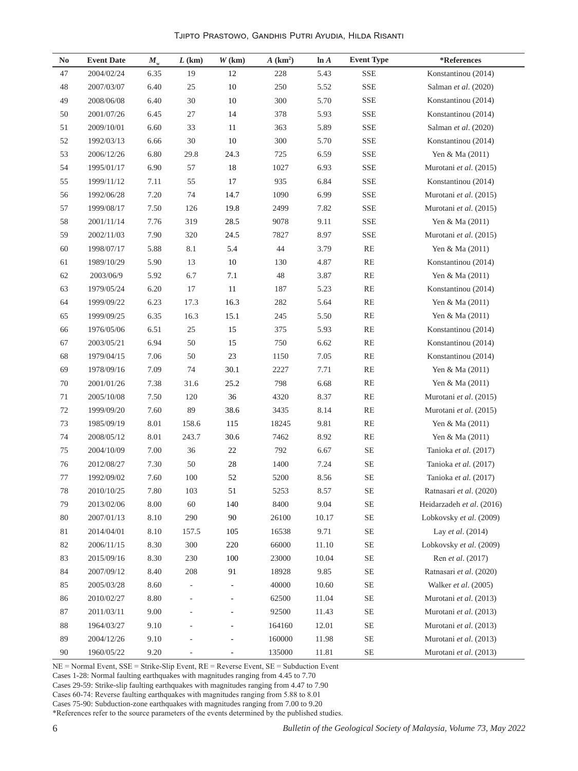| No | Event Date | $M_w$ | $L$ (km) | $W$ (km) | $A$ (km$^2$) | ln $A$ | Event Type | *References |
|---|---|---|---|---|---|---|---|---|
| 47 | 2004/02/24 | 6.35 | 19 | 12 | 228 | 5.43 | SSE | Konstantinou (2014) |
| 48 | 2007/03/07 | 6.40 | 25 | 10 | 250 | 5.52 | SSE | Salman *et al.* (2020) |
| 49 | 2008/06/08 | 6.40 | 30 | 10 | 300 | 5.70 | SSE | Konstantinou (2014) |
| 50 | 2001/07/26 | 6.45 | 27 | 14 | 378 | 5.93 | SSE | Konstantinou (2014) |
| 51 | 2009/10/01 | 6.60 | 33 | 11 | 363 | 5.89 | SSE | Salman *et al*. (2020) |
| 52 | 1992/03/13 | 6.66 | 30 | 10 | 300 | 5.70 | SSE | Konstantinou (2014) |
| 53 | 2006/12/26 | 6.80 | 29.8 | 24.3 | 725 | 6.59 | SSE | Yen & Ma (2011) |
| 54 | 1995/01/17 | 6.90 | 57 | 18 | 1027 | 6.93 | SSE | Murotani *et al.* (2015) |
| 55 | 1999/11/12 | 7.11 | 55 | 17 | 935 | 6.84 | SSE | Konstantinou (2014) |
| 56 | 1992/06/28 | 7.20 | 74 | 14.7 | 1090 | 6.99 | SSE | Murotani *et al.* (2015) |
| 57 | 1999/08/17 | 7.50 | 126 | 19.8 | 2499 | 7.82 | SSE | Murotani *et al.* (2015) |
| 58 | 2001/11/14 | 7.76 | 319 | 28.5 | 9078 | 9.11 | SSE | Yen & Ma (2011) |
| 59 | 2002/11/03 | 7.90 | 320 | 24.5 | 7827 | 8.97 | SSE | Murotani *et al.* (2015) |
| 60 | 1998/07/17 | 5.88 | 8.1 | 5.4 | 44 | 3.79 | RE | Yen & Ma (2011) |
| 61 | 1989/10/29 | 5.90 | 13 | 10 | 130 | 4.87 | RE | Konstantinou (2014) |
| 62 | 2003/06/9 | 5.92 | 6.7 | 7.1 | 48 | 3.87 | RE | Yen & Ma (2011) |
| 63 | 1979/05/24 | 6.20 | 17 | 11 | 187 | 5.23 | RE | Konstantinou (2014) |
| 64 | 1999/09/22 | 6.23 | 17.3 | 16.3 | 282 | 5.64 | RE | Yen & Ma (2011) |
| 65 | 1999/09/25 | 6.35 | 16.3 | 15.1 | 245 | 5.50 | RE | Yen & Ma (2011) |
| 66 | 1976/05/06 | 6.51 | 25 | 15 | 375 | 5.93 | RE | Konstantinou (2014) |
| 67 | 2003/05/21 | 6.94 | 50 | 15 | 750 | 6.62 | RE | Konstantinou (2014) |
| 68 | 1979/04/15 | 7.06 | 50 | 23 | 1150 | 7.05 | RE | Konstantinou (2014) |
| 69 | 1978/09/16 | 7.09 | 74 | 30.1 | 2227 | 7.71 | RE | Yen & Ma (2011) |
| 70 | 2001/01/26 | 7.38 | 31.6 | 25.2 | 798 | 6.68 | RE | Yen & Ma (2011) |
| 71 | 2005/10/08 | 7.50 | 120 | 36 | 4320 | 8.37 | RE | Murotani *et al.* (2015) |
| 72 | 1999/09/20 | 7.60 | 89 | 38.6 | 3435 | 8.14 | RE | Murotani *et al.* (2015) |
| 73 | 1985/09/19 | 8.01 | 158.6 | 115 | 18245 | 9.81 | RE | Yen & Ma (2011) |
| 74 | 2008/05/12 | 8.01 | 243.7 | 30.6 | 7462 | 8.92 | RE | Yen & Ma (2011) |
| 75 | 2004/10/09 | 7.00 | 36 | 22 | 792 | 6.67 | SE | Tanioka *et al.* (2017) |
| 76 | 2012/08/27 | 7.30 | 50 | 28 | 1400 | 7.24 | SE | Tanioka *et al.* (2017) |
| 77 | 1992/09/02 | 7.60 | 100 | 52 | 5200 | 8.56 | SE | Tanioka *et al.* (2017) |
| 78 | 2010/10/25 | 7.80 | 103 | 51 | 5253 | 8.57 | SE | Ratnasari *et al*. (2020) |
| 79 | 2013/02/06 | 8.00 | 60 | 140 | 8400 | 9.04 | SE | Heidarzadeh *et al.* (2016) |
| 80 | 2007/01/13 | 8.10 | 290 | 90 | 26100 | 10.17 | SE | Lobkovsky *et al.* (2009) |
| 81 | 2014/04/01 | 8.10 | 157.5 | 105 | 16538 | 9.71 | SE | Lay *et al.* (2014) |
| 82 | 2006/11/15 | 8.30 | 300 | 220 | 66000 | 11.10 | SE | Lobkovsky *et al.* (2009) |
| 83 | 2015/09/16 | 8.30 | 230 | 100 | 23000 | 10.04 | SE | Ren *et al*. (2017) |
| 84 | 2007/09/12 | 8.40 | 208 | 91 | 18928 | 9.85 | SE | Ratnasari *et al*. (2020) |
| 85 | 2005/03/28 | 8.60 | - | - | 40000 | 10.60 | SE | Walker *et al.* (2005) |
| 86 | 2010/02/27 | 8.80 | - | - | 62500 | 11.04 | SE | Murotani *et al.* (2013) |
| 87 | 2011/03/11 | 9.00 | - | - | 92500 | 11.43 | SE | Murotani *et al.* (2013) |
| 88 | 1964/03/27 | 9.10 | - | - | 164160 | 12.01 | SE | Murotani *et al.* (2013) |
| 89 | 2004/12/26 | 9.10 | - | - | 160000 | 11.98 | SE | Murotani *et al.* (2013) |
| 90 | 1960/05/22 | 9.20 | - | - | 135000 | 11.81 | SE | Murotani *et al.* (2013) |

NE = Normal Event, SSE = Strike-Slip Event, RE = Reverse Event, SE = Subduction Event
Cases 1-28: Normal faulting earthquakes with magnitudes ranging from 4.45 to 7.70
Cases 29-59: Strike-slip faulting earthquakes with magnitudes ranging from 4.47 to 7.90
Cases 60-74: Reverse faulting earthquakes with magnitudes ranging from 5.88 to 8.01
Cases 75-90: Subduction-zone earthquakes with magnitudes ranging from 7.00 to 9.20
*References refer to the source parameters of the events determined by the published studies.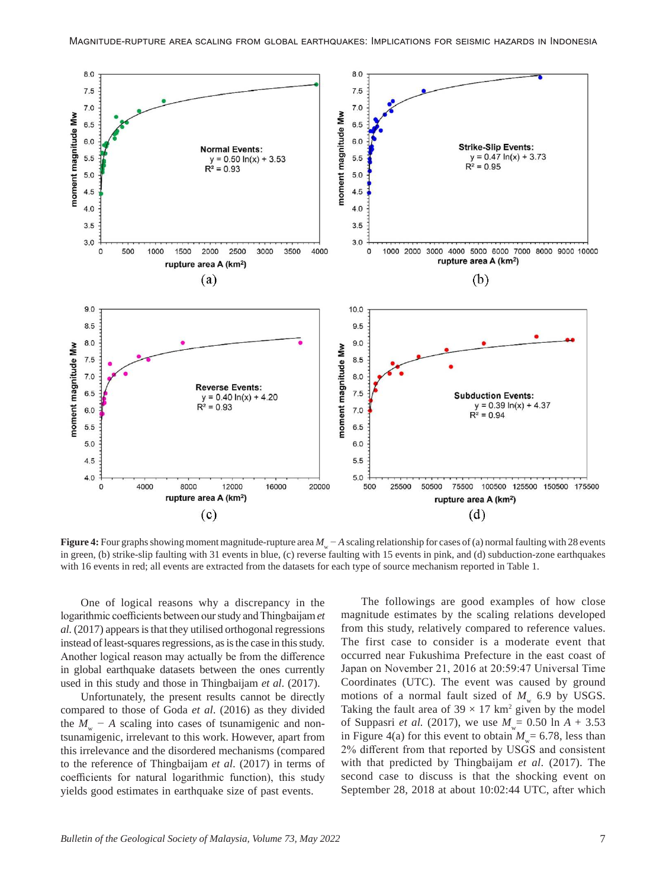moment magnitude Mw

rupture area A (km²)

Normal Events:
y = 0.50 ln(x) + 3.53
R² = 0.93

(a)

Strike-Slip Events:
y = 0.47 ln(x) + 3.73
R² = 0.95

(b)

Reverse Events:
y = 0.40 ln(x) + 4.20
R² = 0.93

(c)

Subduction Events:
y = 0.39 ln(x) + 4.37
R² = 0.94

(d)

**Figure 4:** Four graphs showing moment magnitude-rupture area $M_w - A$ scaling relationship for cases of (a) normal faulting with 28 events in green, (b) strike-slip faulting with 31 events in blue, (c) reverse faulting with 15 events in pink, and (d) subduction-zone earthquakes with 16 events in red; all events are extracted from the datasets for each type of source mechanism reported in Table 1.

One of logical reasons why a discrepancy in the logarithmic coefficients between our study and Thingbaijam *et al.* (2017) appears is that they utilised orthogonal regressions instead of least-squares regressions, as is the case in this study. Another logical reason may actually be from the difference in global earthquake datasets between the ones currently used in this study and those in Thingbaijam *et al.* (2017).

Unfortunately, the present results cannot be directly compared to those of Goda *et al.* (2016) as they divided the $M_w - A$ scaling into cases of tsunamigenic and non-tsunamigenic, irrelevant to this work. However, apart from this irrelevance and the disordered mechanisms (compared to the reference of Thingbaijam *et al.* (2017) in terms of coefficients for natural logarithmic function), this study yields good estimates in earthquake size of past events.

The followings are good examples of how close magnitude estimates by the scaling relations developed from this study, relatively compared to reference values. The first case to consider is a moderate event that occurred near Fukushima Prefecture in the east coast of Japan on November 21, 2016 at 20:59:47 Universal Time Coordinates (UTC). The event was caused by ground motions of a normal fault sized of $M_w$ 6.9 by USGS. Taking the fault area of 39 × 17 km² given by the model of Suppasri *et al.* (2017), we use $M_w = 0.50 \ln A + 3.53$ in Figure 4(a) for this event to obtain $M_w = 6.78$, less than 2% different from that reported by USGS and consistent with that predicted by Thingbaijam *et al.* (2017). The second case to discuss is that the shocking event on September 28, 2018 at about 10:02:44 UTC, after which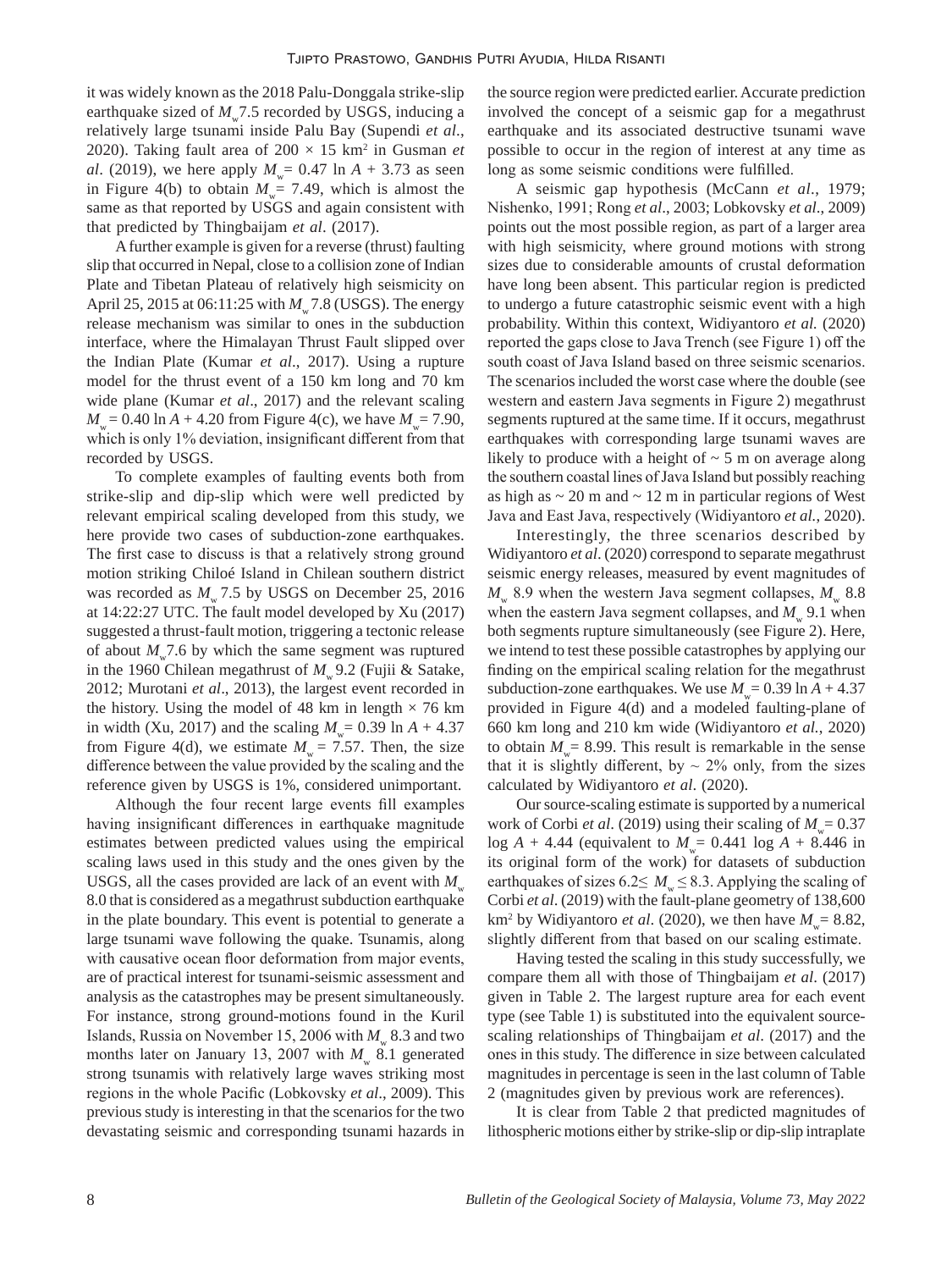it was widely known as the 2018 Palu-Donggala strike-slip earthquake sized of $M_w$7.5 recorded by USGS, inducing a relatively large tsunami inside Palu Bay (Supendi *et al*., 2020). Taking fault area of 200 × 15 km$^2$ in Gusman *et al*. (2019), we here apply $M_w$= 0.47 ln $A$ + 3.73 as seen in Figure 4(b) to obtain $M_w$= 7.49, which is almost the same as that reported by USGS and again consistent with that predicted by Thingbaijam *et al*. (2017).

A further example is given for a reverse (thrust) faulting slip that occurred in Nepal, close to a collision zone of Indian Plate and Tibetan Plateau of relatively high seismicity on April 25, 2015 at 06:11:25 with $M_w$7.8 (USGS). The energy release mechanism was similar to ones in the subduction interface, where the Himalayan Thrust Fault slipped over the Indian Plate (Kumar *et al*., 2017). Using a rupture model for the thrust event of a 150 km long and 70 km wide plane (Kumar *et al*., 2017) and the relevant scaling $M_w$ = 0.40 ln $A$ + 4.20 from Figure 4(c), we have $M_w$ = 7.90, which is only 1% deviation, insignificant different from that recorded by USGS.

To complete examples of faulting events both from strike-slip and dip-slip which were well predicted by relevant empirical scaling developed from this study, we here provide two cases of subduction-zone earthquakes. The first case to discuss is that a relatively strong ground motion striking Chiloé Island in Chilean southern district was recorded as $M_w$ 7.5 by USGS on December 25, 2016 at 14:22:27 UTC. The fault model developed by Xu (2017) suggested a thrust-fault motion, triggering a tectonic release of about $M_w$7.6 by which the same segment was ruptured in the 1960 Chilean megathrust of $M_w$9.2 (Fujii & Satake, 2012; Murotani *et al*., 2013), the largest event recorded in the history. Using the model of 48 km in length × 76 km in width (Xu, 2017) and the scaling $M_w$= 0.39 ln $A$ + 4.37 from Figure 4(d), we estimate $M_w$ = 7.57. Then, the size difference between the value provided by the scaling and the reference given by USGS is 1%, considered unimportant.

Although the four recent large events fill examples having insignificant differences in earthquake magnitude estimates between predicted values using the empirical scaling laws used in this study and the ones given by the USGS, all the cases provided are lack of an event with $M_w$ 8.0 that is considered as a megathrust subduction earthquake in the plate boundary. This event is potential to generate a large tsunami wave following the quake. Tsunamis, along with causative ocean floor deformation from major events, are of practical interest for tsunami-seismic assessment and analysis as the catastrophes may be present simultaneously. For instance, strong ground-motions found in the Kuril Islands, Russia on November 15, 2006 with $M_w$ 8.3 and two months later on January 13, 2007 with $M_w$ 8.1 generated strong tsunamis with relatively large waves striking most regions in the whole Pacific (Lobkovsky *et al*., 2009). This previous study is interesting in that the scenarios for the two devastating seismic and corresponding tsunami hazards in the source region were predicted earlier. Accurate prediction involved the concept of a seismic gap for a megathrust earthquake and its associated destructive tsunami wave possible to occur in the region of interest at any time as long as some seismic conditions were fulfilled.

A seismic gap hypothesis (McCann *et al*., 1979; Nishenko, 1991; Rong *et al*., 2003; Lobkovsky *et al*., 2009) points out the most possible region, as part of a larger area with high seismicity, where ground motions with strong sizes due to considerable amounts of crustal deformation have long been absent. This particular region is predicted to undergo a future catastrophic seismic event with a high probability. Within this context, Widiyantoro *et al.* (2020) reported the gaps close to Java Trench (see Figure 1) off the south coast of Java Island based on three seismic scenarios. The scenarios included the worst case where the double (see western and eastern Java segments in Figure 2) megathrust segments ruptured at the same time. If it occurs, megathrust earthquakes with corresponding large tsunami waves are likely to produce with a height of ~ 5 m on average along the southern coastal lines of Java Island but possibly reaching as high as ~ 20 m and ~ 12 m in particular regions of West Java and East Java, respectively (Widiyantoro *et al.*, 2020).

Interestingly, the three scenarios described by Widiyantoro *et al*. (2020) correspond to separate megathrust seismic energy releases, measured by event magnitudes of $M_w$ 8.9 when the western Java segment collapses, $M_w$ 8.8 when the eastern Java segment collapses, and $M_w$ 9.1 when both segments rupture simultaneously (see Figure 2). Here, we intend to test these possible catastrophes by applying our finding on the empirical scaling relation for the megathrust subduction-zone earthquakes. We use $M_w$ = 0.39 ln $A$ + 4.37 provided in Figure 4(d) and a modeled faulting-plane of 660 km long and 210 km wide (Widiyantoro *et al.*, 2020) to obtain $M_w$= 8.99. This result is remarkable in the sense that it is slightly different, by ~ 2% only, from the sizes calculated by Widiyantoro *et al*. (2020).

Our source-scaling estimate is supported by a numerical work of Corbi *et al*. (2019) using their scaling of $M_w$= 0.37 log $A$ + 4.44 (equivalent to $M_w$= 0.441 log $A$ + 8.446 in its original form of the work) for datasets of subduction earthquakes of sizes 6.2≤ $M_w$ ≤ 8.3. Applying the scaling of Corbi *et al*. (2019) with the fault-plane geometry of 138,600 km$^2$ by Widiyantoro *et al*. (2020), we then have $M_w$= 8.82, slightly different from that based on our scaling estimate.

Having tested the scaling in this study successfully, we compare them all with those of Thingbaijam *et al*. (2017) given in Table 2. The largest rupture area for each event type (see Table 1) is substituted into the equivalent source-scaling relationships of Thingbaijam *et al*. (2017) and the ones in this study. The difference in size between calculated magnitudes in percentage is seen in the last column of Table 2 (magnitudes given by previous work are references).

It is clear from Table 2 that predicted magnitudes of lithospheric motions either by strike-slip or dip-slip intraplate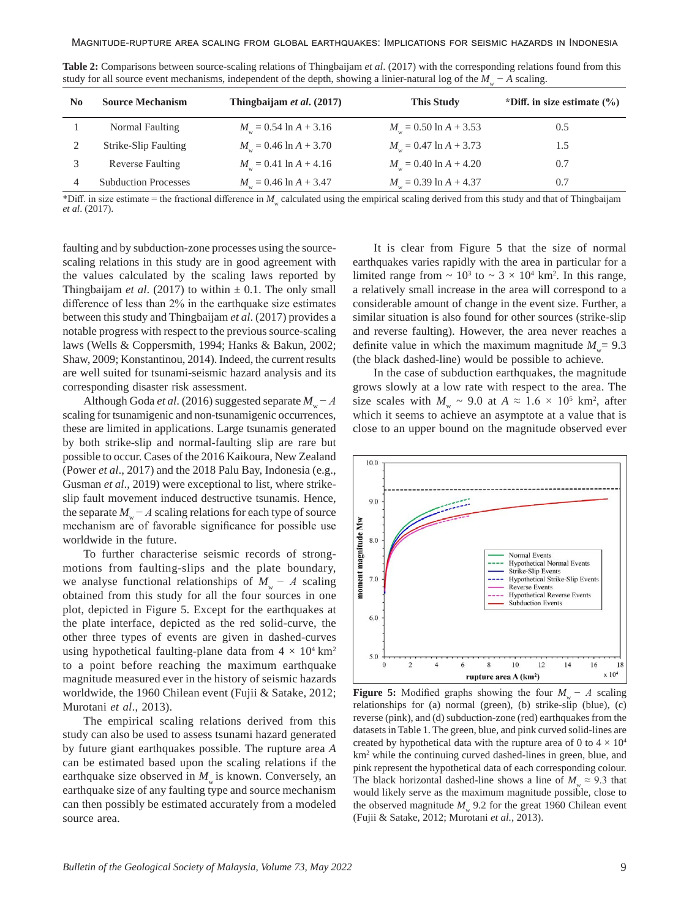**Table 2:** Comparisons between source-scaling relations of Thingbaijam *et al*. (2017) with the corresponding relations found from this study for all source event mechanisms, independent of the depth, showing a linier-natural log of the $M_w - A$ scaling.

| No | Source Mechanism | Thingbaijam *et al*. (2017) | This Study | *Diff. in size estimate (%) |
|---|---|---|---|---|
| 1 | Normal Faulting | $M_w = 0.54 \ln A + 3.16$ | $M_w = 0.50 \ln A + 3.53$ | 0.5 |
| 2 | Strike-Slip Faulting | $M_w = 0.46 \ln A + 3.70$ | $M_w = 0.47 \ln A + 3.73$ | 1.5 |
| 3 | Reverse Faulting | $M_w = 0.41 \ln A + 4.16$ | $M_w = 0.40 \ln A + 4.20$ | 0.7 |
| 4 | Subduction Processes | $M_w = 0.46 \ln A + 3.47$ | $M_w = 0.39 \ln A + 4.37$ | 0.7 |

*Diff. in size estimate = the fractional difference in $M_w$ calculated using the empirical scaling derived from this study and that of Thingbaijam *et al*. (2017).

faulting and by subduction-zone processes using the source-scaling relations in this study are in good agreement with the values calculated by the scaling laws reported by Thingbaijam *et al*. (2017) to within ± 0.1. The only small difference of less than 2% in the earthquake size estimates between this study and Thingbaijam *et al*. (2017) provides a notable progress with respect to the previous source-scaling laws (Wells & Coppersmith, 1994; Hanks & Bakun, 2002; Shaw, 2009; Konstantinou, 2014). Indeed, the current results are well suited for tsunami-seismic hazard analysis and its corresponding disaster risk assessment.

Although Goda *et al*. (2016) suggested separate $M_w - A$ scaling for tsunamigenic and non-tsunamigenic occurrences, these are limited in applications. Large tsunamis generated by both strike-slip and normal-faulting slip are rare but possible to occur. Cases of the 2016 Kaikoura, New Zealand (Power *et al*., 2017) and the 2018 Palu Bay, Indonesia (e.g., Gusman *et al*., 2019) were exceptional to list, where strike-slip fault movement induced destructive tsunamis. Hence, the separate $M_w - A$ scaling relations for each type of source mechanism are of favorable significance for possible use worldwide in the future.

To further characterise seismic records of strong-motions from faulting-slips and the plate boundary, we analyse functional relationships of $M_w - A$ scaling obtained from this study for all the four sources in one plot, depicted in Figure 5. Except for the earthquakes at the plate interface, depicted as the red solid-curve, the other three types of events are given in dashed-curves using hypothetical faulting-plane data from $4 \times 10^4$ km$^2$ to a point before reaching the maximum earthquake magnitude measured ever in the history of seismic hazards worldwide, the 1960 Chilean event (Fujii & Satake, 2012; Murotani *et al*., 2013).

The empirical scaling relations derived from this study can also be used to assess tsunami hazard generated by future giant earthquakes possible. The rupture area $A$ can be estimated based upon the scaling relations if the earthquake size observed in $M_w$ is known. Conversely, an earthquake size of any faulting type and source mechanism can then possibly be estimated accurately from a modeled source area.

It is clear from Figure 5 that the size of normal earthquakes varies rapidly with the area in particular for a limited range from ~ $10^3$ to ~ $3 \times 10^4$ km$^2$. In this range, a relatively small increase in the area will correspond to a considerable amount of change in the event size. Further, a similar situation is also found for other sources (strike-slip and reverse faulting). However, the area never reaches a definite value in which the maximum magnitude $M_w = 9.3$ (the black dashed-line) would be possible to achieve.

In the case of subduction earthquakes, the magnitude grows slowly at a low rate with respect to the area. The size scales with $M_w$ ~ 9.0 at $A \approx 1.6 \times 10^5$ km$^2$, after which it seems to achieve an asymptote at a value that is close to an upper bound on the magnitude observed ever

10.0
9.0
8.0
7.0
6.0
5.0
moment magnitude Mw
0 2 4 6 8 10 12 14 16 18
rupture area A (km²)
x 10⁴
Normal Events
Hypothetical Normal Events
Strike-Slip Events
Hypothetical Strike-Slip Events
Reverse Events
Hypothetical Reverse Events
Subduction Events

**Figure 5:** Modified graphs showing the four $M_w - A$ scaling relationships for (a) normal (green), (b) strike-slip (blue), (c) reverse (pink), and (d) subduction-zone (red) earthquakes from the datasets in Table 1. The green, blue, and pink curved solid-lines are created by hypothetical data with the rupture area of 0 to $4 \times 10^4$ km$^2$ while the continuing curved dashed-lines in green, blue, and pink represent the hypothetical data of each corresponding colour. The black horizontal dashed-line shows a line of $M_w \approx 9.3$ that would likely serve as the maximum magnitude possible, close to the observed magnitude $M_w$ 9.2 for the great 1960 Chilean event (Fujii & Satake, 2012; Murotani *et al*., 2013).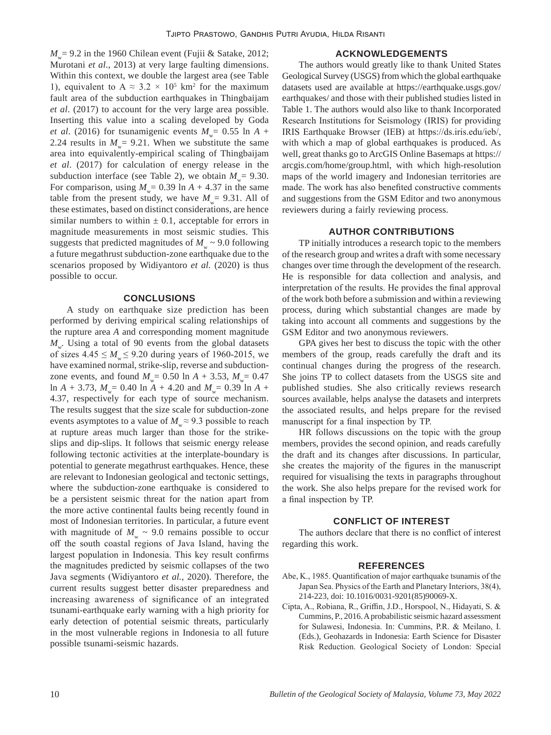$M_w$ = 9.2 in the 1960 Chilean event (Fujii & Satake, 2012; Murotani *et al*., 2013) at very large faulting dimensions. Within this context, we double the largest area (see Table 1), equivalent to A ≈ 3.2 × $10^5$ km$^2$ for the maximum fault area of the subduction earthquakes in Thingbaijam *et al*. (2017) to account for the very large area possible. Inserting this value into a scaling developed by Goda *et al*. (2016) for tsunamigenic events $M_w$ = 0.55 ln *A* + 2.24 results in $M_w$ = 9.21. When we substitute the same area into equivalently-empirical scaling of Thingbaijam *et al*. (2017) for calculation of energy release in the subduction interface (see Table 2), we obtain $M_w$ = 9.30. For comparison, using $M_w$ = 0.39 ln *A* + 4.37 in the same table from the present study, we have $M_w$ = 9.31. All of these estimates, based on distinct considerations, are hence similar numbers to within ± 0.1, acceptable for errors in magnitude measurements in most seismic studies. This suggests that predicted magnitudes of $M_w$ ~ 9.0 following a future megathrust subduction-zone earthquake due to the scenarios proposed by Widiyantoro *et al.* (2020) is thus possible to occur.

## CONCLUSIONS

A study on earthquake size prediction has been performed by deriving empirical scaling relationships of the rupture area *A* and corresponding moment magnitude $M_w$. Using a total of 90 events from the global datasets of sizes 4.45 ≤ $M_w$ ≤ 9.20 during years of 1960-2015, we have examined normal, strike-slip, reverse and subduction-zone events, and found $M_w$ = 0.50 ln *A* + 3.53, $M_w$ = 0.47 ln *A* + 3.73, $M_w$ = 0.40 ln *A* + 4.20 and $M_w$ = 0.39 ln *A* + 4.37, respectively for each type of source mechanism. The results suggest that the size scale for subduction-zone events asymptotes to a value of $M_w$ ≈ 9.3 possible to reach at rupture areas much larger than those for the strike-slips and dip-slips. It follows that seismic energy release following tectonic activities at the interplate-boundary is potential to generate megathrust earthquakes. Hence, these are relevant to Indonesian geological and tectonic settings, where the subduction-zone earthquake is considered to be a persistent seismic threat for the nation apart from the more active continental faults being recently found in most of Indonesian territories. In particular, a future event with magnitude of $M_w$ ~ 9.0 remains possible to occur off the south coastal regions of Java Island, having the largest population in Indonesia. This key result confirms the magnitudes predicted by seismic collapses of the two Java segments (Widiyantoro *et al.*, 2020). Therefore, the current results suggest better disaster preparedness and increasing awareness of significance of an integrated tsunami-earthquake early warning with a high priority for early detection of potential seismic threats, particularly in the most vulnerable regions in Indonesia to all future possible tsunami-seismic hazards.

## ACKNOWLEDGEMENTS

The authors would greatly like to thank United States Geological Survey (USGS) from which the global earthquake datasets used are available at https://earthquake.usgs.gov/earthquakes/ and those with their published studies listed in Table 1. The authors would also like to thank Incorporated Research Institutions for Seismology (IRIS) for providing IRIS Earthquake Browser (IEB) at https://ds.iris.edu/ieb/, with which a map of global earthquakes is produced. As well, great thanks go to ArcGIS Online Basemaps at https://arcgis.com/home/group.html, with which high-resolution maps of the world imagery and Indonesian territories are made. The work has also benefited constructive comments and suggestions from the GSM Editor and two anonymous reviewers during a fairly reviewing process.

## AUTHOR CONTRIBUTIONS

TP initially introduces a research topic to the members of the research group and writes a draft with some necessary changes over time through the development of the research. He is responsible for data collection and analysis, and interpretation of the results. He provides the final approval of the work both before a submission and within a reviewing process, during which substantial changes are made by taking into account all comments and suggestions by the GSM Editor and two anonymous reviewers.

GPA gives her best to discuss the topic with the other members of the group, reads carefully the draft and its continual changes during the progress of the research. She joins TP to collect datasets from the USGS site and published studies. She also critically reviews research sources available, helps analyse the datasets and interprets the associated results, and helps prepare for the revised manuscript for a final inspection by TP.

HR follows discussions on the topic with the group members, provides the second opinion, and reads carefully the draft and its changes after discussions. In particular, she creates the majority of the figures in the manuscript required for visualising the texts in paragraphs throughout the work. She also helps prepare for the revised work for a final inspection by TP.

## CONFLICT OF INTEREST

The authors declare that there is no conflict of interest regarding this work.

## REFERENCES

Abe, K., 1985. Quantification of major earthquake tsunamis of the Japan Sea. Physics of the Earth and Planetary Interiors, 38(4), 214-223, doi: 10.1016/0031-9201(85)90069-X.

Cipta, A., Robiana, R., Griffin, J.D., Horspool, N., Hidayati, S. & Cummins, P., 2016. A probabilistic seismic hazard assessment for Sulawesi, Indonesia. In: Cummins, P.R. & Meilano, I. (Eds.), Geohazards in Indonesia: Earth Science for Disaster Risk Reduction. Geological Society of London: Special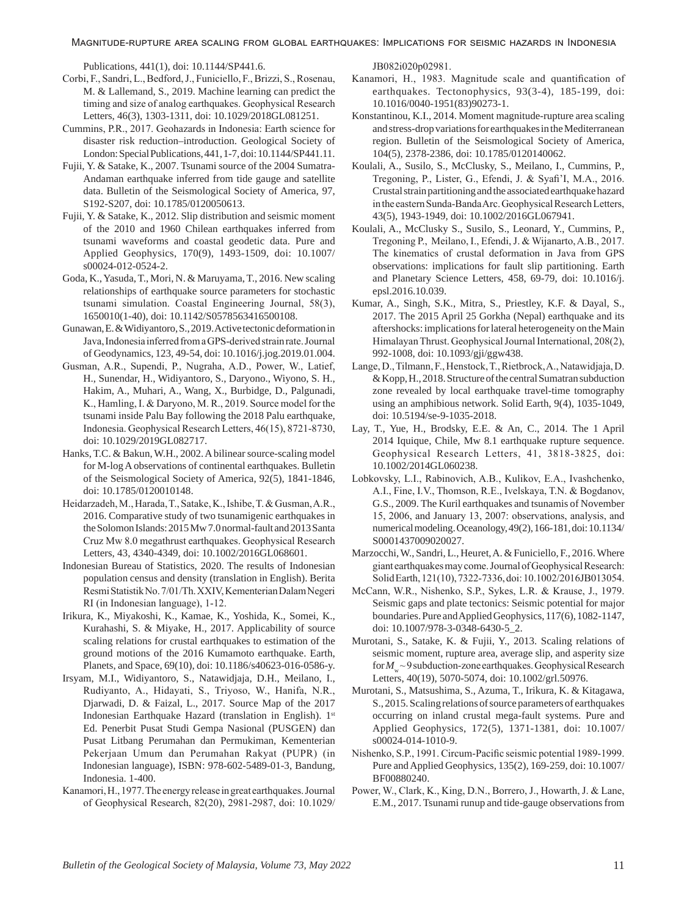Publications, 441(1), doi: 10.1144/SP441.6.

Corbi, F., Sandri, L., Bedford, J., Funiciello, F., Brizzi, S., Rosenau, M. & Lallemand, S., 2019. Machine learning can predict the timing and size of analog earthquakes. Geophysical Research Letters, 46(3), 1303-1311, doi: 10.1029/2018GL081251.

Cummins, P.R., 2017. Geohazards in Indonesia: Earth science for disaster risk reduction–introduction. Geological Society of London: Special Publications, 441, 1-7, doi: 10.1144/SP441.11.

Fujii, Y. & Satake, K., 2007. Tsunami source of the 2004 Sumatra-Andaman earthquake inferred from tide gauge and satellite data. Bulletin of the Seismological Society of America, 97, S192-S207, doi: 10.1785/0120050613.

Fujii, Y. & Satake, K., 2012. Slip distribution and seismic moment of the 2010 and 1960 Chilean earthquakes inferred from tsunami waveforms and coastal geodetic data. Pure and Applied Geophysics, 170(9), 1493-1509, doi: 10.1007/s00024-012-0524-2.

Goda, K., Yasuda, T., Mori, N. & Maruyama, T., 2016. New scaling relationships of earthquake source parameters for stochastic tsunami simulation. Coastal Engineering Journal, 58(3), 1650010(1-40), doi: 10.1142/S0578563416500108.

Gunawan, E. & Widiyantoro, S., 2019. Active tectonic deformation in Java, Indonesia inferred from a GPS-derived strain rate. Journal of Geodynamics, 123, 49-54, doi: 10.1016/j.jog.2019.01.004.

Gusman, A.R., Supendi, P., Nugraha, A.D., Power, W., Latief, H., Sunendar, H., Widiyantoro, S., Daryono., Wiyono, S. H., Hakim, A., Muhari, A., Wang, X., Burbidge, D., Palgunadi, K., Hamling, I. & Daryono, M. R., 2019. Source model for the tsunami inside Palu Bay following the 2018 Palu earthquake, Indonesia. Geophysical Research Letters, 46(15), 8721-8730, doi: 10.1029/2019GL082717.

Hanks, T.C. & Bakun, W.H., 2002. A bilinear source-scaling model for M-log A observations of continental earthquakes. Bulletin of the Seismological Society of America, 92(5), 1841-1846, doi: 10.1785/0120010148.

Heidarzadeh, M., Harada, T., Satake, K., Ishibe, T. & Gusman, A.R., 2016. Comparative study of two tsunamigenic earthquakes in the Solomon Islands: 2015 Mw 7.0 normal-fault and 2013 Santa Cruz Mw 8.0 megathrust earthquakes. Geophysical Research Letters, 43, 4340-4349, doi: 10.1002/2016GL068601.

Indonesian Bureau of Statistics, 2020. The results of Indonesian population census and density (translation in English). Berita Resmi Statistik No. 7/01/Th. XXIV, Kementerian Dalam Negeri RI (in Indonesian language), 1-12.

Irikura, K., Miyakoshi, K., Kamae, K., Yoshida, K., Somei, K., Kurahashi, S. & Miyake, H., 2017. Applicability of source scaling relations for crustal earthquakes to estimation of the ground motions of the 2016 Kumamoto earthquake. Earth, Planets, and Space, 69(10), doi: 10.1186/s40623-016-0586-y.

Irsyam, M.I., Widiyantoro, S., Natawidjaja, D.H., Meilano, I., Rudiyanto, A., Hidayati, S., Triyoso, W., Hanifa, N.R., Djarwadi, D. & Faizal, L., 2017. Source Map of the 2017 Indonesian Earthquake Hazard (translation in English). 1st Ed. Penerbit Pusat Studi Gempa Nasional (PUSGEN) dan Pusat Litbang Perumahan dan Permukiman, Kementerian Pekerjaan Umum dan Perumahan Rakyat (PUPR) (in Indonesian language), ISBN: 978-602-5489-01-3, Bandung, Indonesia. 1-400.

Kanamori, H., 1977. The energy release in great earthquakes. Journal of Geophysical Research, 82(20), 2981-2987, doi: 10.1029/JB082i020p02981.

Kanamori, H., 1983. Magnitude scale and quantification of earthquakes. Tectonophysics, 93(3-4), 185-199, doi: 10.1016/0040-1951(83)90273-1.

Konstantinou, K.I., 2014. Moment magnitude-rupture area scaling and stress-drop variations for earthquakes in the Mediterranean region. Bulletin of the Seismological Society of America, 104(5), 2378-2386, doi: 10.1785/0120140062.

Koulali, A., Susilo, S., McClusky, S., Meilano, I., Cummins, P., Tregoning, P., Lister, G., Efendi, J. & Syafi'I, M.A., 2016. Crustal strain partitioning and the associated earthquake hazard in the eastern Sunda-Banda Arc. Geophysical Research Letters, 43(5), 1943-1949, doi: 10.1002/2016GL067941.

Koulali, A., McClusky S., Susilo, S., Leonard, Y., Cummins, P., Tregoning P., Meilano, I., Efendi, J. & Wijanarto, A.B., 2017. The kinematics of crustal deformation in Java from GPS observations: implications for fault slip partitioning. Earth and Planetary Science Letters, 458, 69-79, doi: 10.1016/j.epsl.2016.10.039.

Kumar, A., Singh, S.K., Mitra, S., Priestley, K.F. & Dayal, S., 2017. The 2015 April 25 Gorkha (Nepal) earthquake and its aftershocks: implications for lateral heterogeneity on the Main Himalayan Thrust. Geophysical Journal International, 208(2), 992-1008, doi: 10.1093/gji/ggw438.

Lange, D., Tilmann, F., Henstock, T., Rietbrock, A., Natawidjaja, D. & Kopp, H., 2018. Structure of the central Sumatran subduction zone revealed by local earthquake travel-time tomography using an amphibious network. Solid Earth, 9(4), 1035-1049, doi: 10.5194/se-9-1035-2018.

Lay, T., Yue, H., Brodsky, E.E. & An, C., 2014. The 1 April 2014 Iquique, Chile, Mw 8.1 earthquake rupture sequence. Geophysical Research Letters, 41, 3818-3825, doi: 10.1002/2014GL060238.

Lobkovsky, L.I., Rabinovich, A.B., Kulikov, E.A., Ivashchenko, A.I., Fine, I.V., Thomson, R.E., Ivelskaya, T.N. & Bogdanov, G.S., 2009. The Kuril earthquakes and tsunamis of November 15, 2006, and January 13, 2007: observations, analysis, and numerical modeling. Oceanology, 49(2), 166-181, doi: 10.1134/S0001437009020027.

Marzocchi, W., Sandri, L., Heuret, A. & Funiciello, F., 2016. Where giant earthquakes may come. Journal of Geophysical Research: Solid Earth, 121(10), 7322-7336, doi: 10.1002/2016JB013054.

McCann, W.R., Nishenko, S.P., Sykes, L.R. & Krause, J., 1979. Seismic gaps and plate tectonics: Seismic potential for major boundaries. Pure and Applied Geophysics, 117(6), 1082-1147, doi: 10.1007/978-3-0348-6430-5_2.

Murotani, S., Satake, K. & Fujii, Y., 2013. Scaling relations of seismic moment, rupture area, average slip, and asperity size for $M_w \sim 9$ subduction-zone earthquakes. Geophysical Research Letters, 40(19), 5070-5074, doi: 10.1002/grl.50976.

Murotani, S., Matsushima, S., Azuma, T., Irikura, K. & Kitagawa, S., 2015. Scaling relations of source parameters of earthquakes occurring on inland crustal mega-fault systems. Pure and Applied Geophysics, 172(5), 1371-1381, doi: 10.1007/s00024-014-1010-9.

Nishenko, S.P., 1991. Circum-Pacific seismic potential 1989-1999. Pure and Applied Geophysics, 135(2), 169-259, doi: 10.1007/BF00880240.

Power, W., Clark, K., King, D.N., Borrero, J., Howarth, J. & Lane, E.M., 2017. Tsunami runup and tide-gauge observations from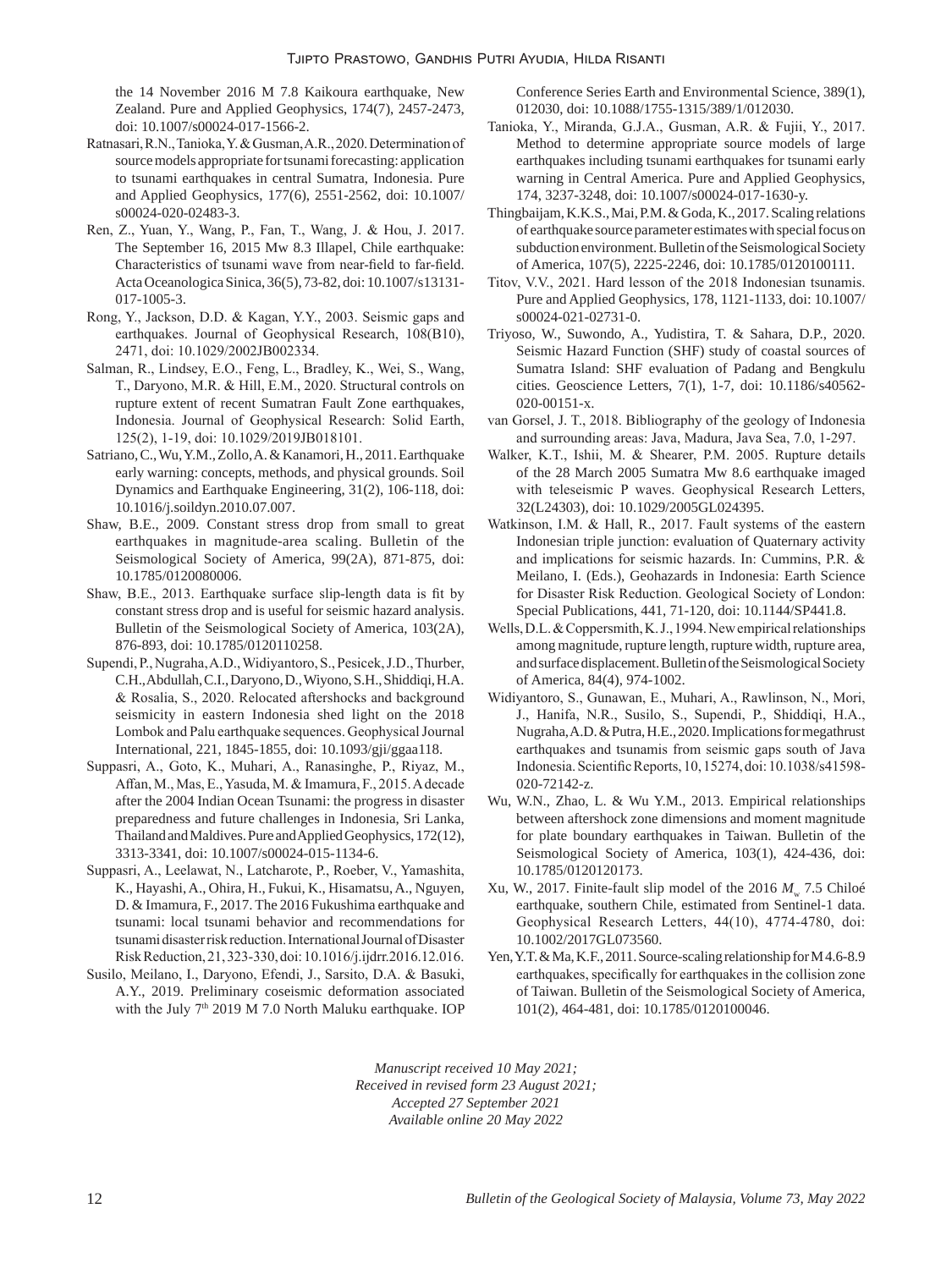the 14 November 2016 M 7.8 Kaikoura earthquake, New Zealand. Pure and Applied Geophysics, 174(7), 2457-2473, doi: 10.1007/s00024-017-1566-2.

Ratnasari, R.N., Tanioka, Y. & Gusman, A.R., 2020. Determination of source models appropriate for tsunami forecasting: application to tsunami earthquakes in central Sumatra, Indonesia. Pure and Applied Geophysics, 177(6), 2551-2562, doi: 10.1007/s00024-020-02483-3.

Ren, Z., Yuan, Y., Wang, P., Fan, T., Wang, J. & Hou, J. 2017. The September 16, 2015 Mw 8.3 Illapel, Chile earthquake: Characteristics of tsunami wave from near-field to far-field. Acta Oceanologica Sinica, 36(5), 73-82, doi: 10.1007/s13131-017-1005-3.

Rong, Y., Jackson, D.D. & Kagan, Y.Y., 2003. Seismic gaps and earthquakes. Journal of Geophysical Research, 108(B10), 2471, doi: 10.1029/2002JB002334.

Salman, R., Lindsey, E.O., Feng, L., Bradley, K., Wei, S., Wang, T., Daryono, M.R. & Hill, E.M., 2020. Structural controls on rupture extent of recent Sumatran Fault Zone earthquakes, Indonesia. Journal of Geophysical Research: Solid Earth, 125(2), 1-19, doi: 10.1029/2019JB018101.

Satriano, C., Wu, Y.M., Zollo, A. & Kanamori, H., 2011. Earthquake early warning: concepts, methods, and physical grounds. Soil Dynamics and Earthquake Engineering, 31(2), 106-118, doi: 10.1016/j.soildyn.2010.07.007.

Shaw, B.E., 2009. Constant stress drop from small to great earthquakes in magnitude-area scaling. Bulletin of the Seismological Society of America, 99(2A), 871-875, doi: 10.1785/0120080006.

Shaw, B.E., 2013. Earthquake surface slip-length data is fit by constant stress drop and is useful for seismic hazard analysis. Bulletin of the Seismological Society of America, 103(2A), 876-893, doi: 10.1785/0120110258.

Supendi, P., Nugraha, A.D., Widiyantoro, S., Pesicek, J.D., Thurber, C.H., Abdullah, C.I., Daryono, D., Wiyono, S.H., Shiddiqi, H.A. & Rosalia, S., 2020. Relocated aftershocks and background seismicity in eastern Indonesia shed light on the 2018 Lombok and Palu earthquake sequences. Geophysical Journal International, 221, 1845-1855, doi: 10.1093/gji/ggaa118.

Suppasri, A., Goto, K., Muhari, A., Ranasinghe, P., Riyaz, M., Affan, M., Mas, E., Yasuda, M. & Imamura, F., 2015. A decade after the 2004 Indian Ocean Tsunami: the progress in disaster preparedness and future challenges in Indonesia, Sri Lanka, Thailand and Maldives. Pure and Applied Geophysics, 172(12), 3313-3341, doi: 10.1007/s00024-015-1134-6.

Suppasri, A., Leelawat, N., Latcharote, P., Roeber, V., Yamashita, K., Hayashi, A., Ohira, H., Fukui, K., Hisamatsu, A., Nguyen, D. & Imamura, F., 2017. The 2016 Fukushima earthquake and tsunami: local tsunami behavior and recommendations for tsunami disaster risk reduction. International Journal of Disaster Risk Reduction, 21, 323-330, doi: 10.1016/j.ijdrr.2016.12.016.

Susilo, Meilano, I., Daryono, Efendi, J., Sarsito, D.A. & Basuki, A.Y., 2019. Preliminary coseismic deformation associated with the July 7th 2019 M 7.0 North Maluku earthquake. IOP Conference Series Earth and Environmental Science, 389(1), 012030, doi: 10.1088/1755-1315/389/1/012030.

Tanioka, Y., Miranda, G.J.A., Gusman, A.R. & Fujii, Y., 2017. Method to determine appropriate source models of large earthquakes including tsunami earthquakes for tsunami early warning in Central America. Pure and Applied Geophysics, 174, 3237-3248, doi: 10.1007/s00024-017-1630-y.

Thingbaijam, K.K.S., Mai, P.M. & Goda, K., 2017. Scaling relations of earthquake source parameter estimates with special focus on subduction environment. Bulletin of the Seismological Society of America, 107(5), 2225-2246, doi: 10.1785/0120100111.

Titov, V.V., 2021. Hard lesson of the 2018 Indonesian tsunamis. Pure and Applied Geophysics, 178, 1121-1133, doi: 10.1007/s00024-021-02731-0.

Triyoso, W., Suwondo, A., Yudistira, T. & Sahara, D.P., 2020. Seismic Hazard Function (SHF) study of coastal sources of Sumatra Island: SHF evaluation of Padang and Bengkulu cities. Geoscience Letters, 7(1), 1-7, doi: 10.1186/s40562-020-00151-x.

van Gorsel, J. T., 2018. Bibliography of the geology of Indonesia and surrounding areas: Java, Madura, Java Sea, 7.0, 1-297.

Walker, K.T., Ishii, M. & Shearer, P.M. 2005. Rupture details of the 28 March 2005 Sumatra Mw 8.6 earthquake imaged with teleseismic P waves. Geophysical Research Letters, 32(L24303), doi: 10.1029/2005GL024395.

Watkinson, I.M. & Hall, R., 2017. Fault systems of the eastern Indonesian triple junction: evaluation of Quaternary activity and implications for seismic hazards. In: Cummins, P.R. & Meilano, I. (Eds.), Geohazards in Indonesia: Earth Science for Disaster Risk Reduction. Geological Society of London: Special Publications, 441, 71-120, doi: 10.1144/SP441.8.

Wells, D.L. & Coppersmith, K. J., 1994. New empirical relationships among magnitude, rupture length, rupture width, rupture area, and surface displacement. Bulletin of the Seismological Society of America, 84(4), 974-1002.

Widiyantoro, S., Gunawan, E., Muhari, A., Rawlinson, N., Mori, J., Hanifa, N.R., Susilo, S., Supendi, P., Shiddiqi, H.A., Nugraha, A.D. & Putra, H.E., 2020. Implications for megathrust earthquakes and tsunamis from seismic gaps south of Java Indonesia. Scientific Reports, 10, 15274, doi: 10.1038/s41598-020-72142-z.

Wu, W.N., Zhao, L. & Wu Y.M., 2013. Empirical relationships between aftershock zone dimensions and moment magnitude for plate boundary earthquakes in Taiwan. Bulletin of the Seismological Society of America, 103(1), 424-436, doi: 10.1785/0120120173.

Xu, W., 2017. Finite-fault slip model of the 2016 $M_w$ 7.5 Chiloé earthquake, southern Chile, estimated from Sentinel-1 data. Geophysical Research Letters, 44(10), 4774-4780, doi: 10.1002/2017GL073560.

Yen, Y.T. & Ma, K.F., 2011. Source-scaling relationship for M 4.6-8.9 earthquakes, specifically for earthquakes in the collision zone of Taiwan. Bulletin of the Seismological Society of America, 101(2), 464-481, doi: 10.1785/0120100046.

*Manuscript received 10 May 2021;*
*Received in revised form 23 August 2021;*
*Accepted 27 September 2021*
*Available online 20 May 2022*